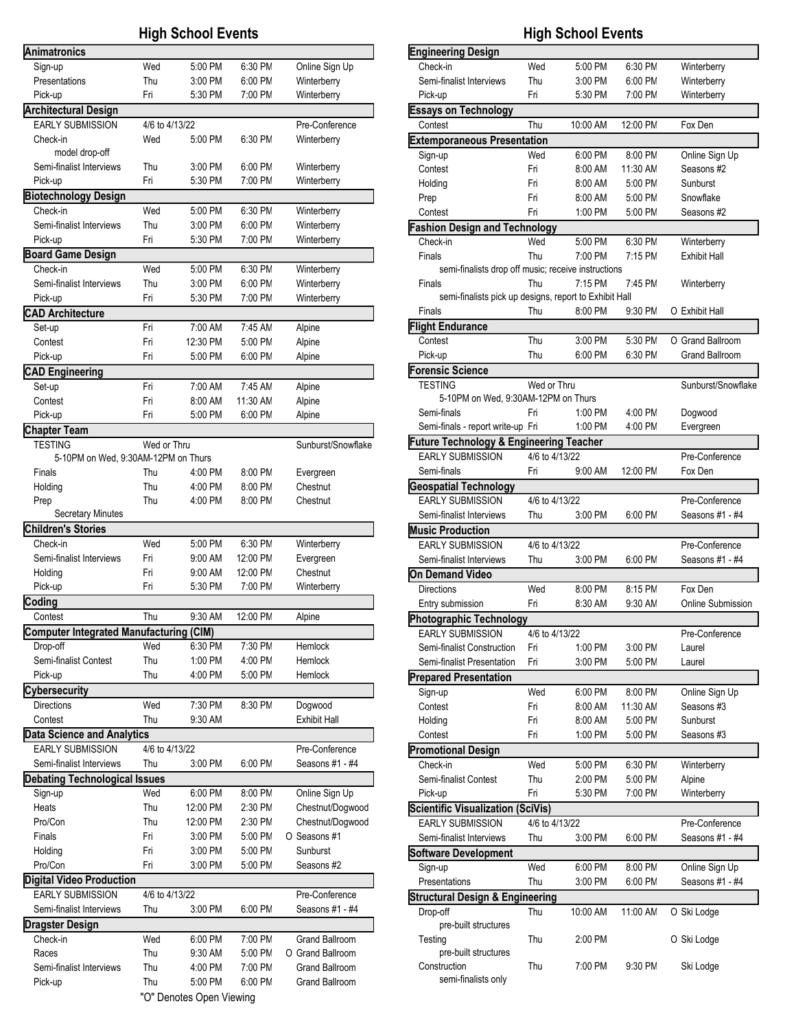## High School Events

| Event / Activity | Day | Start | End | Location |
|---|---|---|---|---|
| **Animatronics** | | | | |
| Sign-up | Wed | 5:00 PM | 6:30 PM | Online Sign Up |
| Presentations | Thu | 3:00 PM | 6:00 PM | Winterberry |
| Pick-up | Fri | 5:30 PM | 7:00 PM | Winterberry |
| **Architectural Design** | | | | |
| EARLY SUBMISSION | 4/6 to 4/13/22 | | | Pre-Conference |
| Check-in model drop-off | Wed | 5:00 PM | 6:30 PM | Winterberry |
| Semi-finalist Interviews | Thu | 3:00 PM | 6:00 PM | Winterberry |
| Pick-up | Fri | 5:30 PM | 7:00 PM | Winterberry |
| **Biotechnology Design** | | | | |
| Check-in | Wed | 5:00 PM | 6:30 PM | Winterberry |
| Semi-finalist Interviews | Thu | 3:00 PM | 6:00 PM | Winterberry |
| Pick-up | Fri | 5:30 PM | 7:00 PM | Winterberry |
| **Board Game Design** | | | | |
| Check-in | Wed | 5:00 PM | 6:30 PM | Winterberry |
| Semi-finalist Interviews | Thu | 3:00 PM | 6:00 PM | Winterberry |
| Pick-up | Fri | 5:30 PM | 7:00 PM | Winterberry |
| **CAD Architecture** | | | | |
| Set-up | Fri | 7:00 AM | 7:45 AM | Alpine |
| Contest | Fri | 12:30 PM | 5:00 PM | Alpine |
| Pick-up | Fri | 5:00 PM | 6:00 PM | Alpine |
| **CAD Engineering** | | | | |
| Set-up | Fri | 7:00 AM | 7:45 AM | Alpine |
| Contest | Fri | 8:00 AM | 11:30 AM | Alpine |
| Pick-up | Fri | 5:00 PM | 6:00 PM | Alpine |
| **Chapter Team** | | | | |
| TESTING (5-10PM on Wed, 9:30AM-12PM on Thurs) | Wed or Thru | | | Sunburst/Snowflake |
| Finals | Thu | 4:00 PM | 8:00 PM | Evergreen |
| Holding | Thu | 4:00 PM | 8:00 PM | Chestnut |
| Prep Secretary Minutes | Thu | 4:00 PM | 8:00 PM | Chestnut |
| **Children's Stories** | | | | |
| Check-in | Wed | 5:00 PM | 6:30 PM | Winterberry |
| Semi-finalist Interviews | Fri | 9:00 AM | 12:00 PM | Evergreen |
| Holding | Fri | 9:00 AM | 12:00 PM | Chestnut |
| Pick-up | Fri | 5:30 PM | 7:00 PM | Winterberry |
| **Coding** | | | | |
| Contest | Thu | 9:30 AM | 12:00 PM | Alpine |
| **Computer Integrated Manufacturing (CIM)** | | | | |
| Drop-off | Wed | 6:30 PM | 7:30 PM | Hemlock |
| Semi-finalist Contest | Thu | 1:00 PM | 4:00 PM | Hemlock |
| Pick-up | Thu | 4:00 PM | 5:00 PM | Hemlock |
| **Cybersecurity** | | | | |
| Directions | Wed | 7:30 PM | 8:30 PM | Dogwood |
| Contest | Thu | 9:30 AM | | Exhibit Hall |
| **Data Science and Analytics** | | | | |
| EARLY SUBMISSION | 4/6 to 4/13/22 | | | Pre-Conference |
| Semi-finalist Interviews | Thu | 3:00 PM | 6:00 PM | Seasons #1 - #4 |
| **Debating Technological Issues** | | | | |
| Sign-up | Wed | 6:00 PM | 8:00 PM | Online Sign Up |
| Heats | Thu | 12:00 PM | 2:30 PM | Chestnut/Dogwood |
| Pro/Con | Thu | 12:00 PM | 2:30 PM | Chestnut/Dogwood |
| Finals | Fri | 3:00 PM | 5:00 PM | O Seasons #1 |
| Holding | Fri | 3:00 PM | 5:00 PM | Sunburst |
| Pro/Con | Fri | 3:00 PM | 5:00 PM | Seasons #2 |
| **Digital Video Production** | | | | |
| EARLY SUBMISSION | 4/6 to 4/13/22 | | | Pre-Conference |
| Semi-finalist Interviews | Thu | 3:00 PM | 6:00 PM | Seasons #1 - #4 |
| **Dragster Design** | | | | |
| Check-in | Wed | 6:00 PM | 7:00 PM | Grand Ballroom |
| Races | Thu | 9:30 AM | 5:00 PM | O Grand Ballroom |
| Semi-finalist Interviews | Thu | 4:00 PM | 7:00 PM | Grand Ballroom |
| Pick-up | Thu | 5:00 PM | 6:00 PM | Grand Ballroom |

"O" Denotes Open Viewing

## High School Events

| Event / Activity | Day | Start | End | Location |
|---|---|---|---|---|
| **Engineering Design** | | | | |
| Check-in | Wed | 5:00 PM | 6:30 PM | Winterberry |
| Semi-finalist Interviews | Thu | 3:00 PM | 6:00 PM | Winterberry |
| Pick-up | Fri | 5:30 PM | 7:00 PM | Winterberry |
| **Essays on Technology** | | | | |
| Contest | Thu | 10:00 AM | 12:00 PM | Fox Den |
| **Extemporaneous Presentation** | | | | |
| Sign-up | Wed | 6:00 PM | 8:00 PM | Online Sign Up |
| Contest | Fri | 8:00 AM | 11:30 AM | Seasons #2 |
| Holding | Fri | 8:00 AM | 5:00 PM | Sunburst |
| Prep | Fri | 8:00 AM | 5:00 PM | Snowflake |
| Contest | Fri | 1:00 PM | 5:00 PM | Seasons #2 |
| **Fashion Design and Technology** | | | | |
| Check-in | Wed | 5:00 PM | 6:30 PM | Winterberry |
| Finals (semi-finalists drop off music; receive instructions) | Thu | 7:00 PM | 7:15 PM | Exhibit Hall |
| Finals (semi-finalists pick up designs, report to Exhibit Hall) | Thu | 7:15 PM | 7:45 PM | Winterberry |
| Finals | Thu | 8:00 PM | 9:30 PM | O Exhibit Hall |
| **Flight Endurance** | | | | |
| Contest | Thu | 3:00 PM | 5:30 PM | O Grand Ballroom |
| Pick-up | Thu | 6:00 PM | 6:30 PM | Grand Ballroom |
| **Forensic Science** | | | | |
| TESTING (5-10PM on Wed, 9:30AM-12PM on Thurs) | Wed or Thru | | | Sunburst/Snowflake |
| Semi-finals | Fri | 1:00 PM | 4:00 PM | Dogwood |
| Semi-finals - report write-up | Fri | 1:00 PM | 4:00 PM | Evergreen |
| **Future Technology & Engineering Teacher** | | | | |
| EARLY SUBMISSION | 4/6 to 4/13/22 | | | Pre-Conference |
| Semi-finals | Fri | 9:00 AM | 12:00 PM | Fox Den |
| **Geospatial Technology** | | | | |
| EARLY SUBMISSION | 4/6 to 4/13/22 | | | Pre-Conference |
| Semi-finalist Interviews | Thu | 3:00 PM | 6:00 PM | Seasons #1 - #4 |
| **Music Production** | | | | |
| EARLY SUBMISSION | 4/6 to 4/13/22 | | | Pre-Conference |
| Semi-finalist Interviews | Thu | 3:00 PM | 6:00 PM | Seasons #1 - #4 |
| **On Demand Video** | | | | |
| Directions | Wed | 8:00 PM | 8:15 PM | Fox Den |
| Entry submission | Fri | 8:30 AM | 9:30 AM | Online Submission |
| **Photographic Technology** | | | | |
| EARLY SUBMISSION | 4/6 to 4/13/22 | | | Pre-Conference |
| Semi-finalist Construction | Fri | 1:00 PM | 3:00 PM | Laurel |
| Semi-finalist Presentation | Fri | 3:00 PM | 5:00 PM | Laurel |
| **Prepared Presentation** | | | | |
| Sign-up | Wed | 6:00 PM | 8:00 PM | Online Sign Up |
| Contest | Fri | 8:00 AM | 11:30 AM | Seasons #3 |
| Holding | Fri | 8:00 AM | 5:00 PM | Sunburst |
| Contest | Fri | 1:00 PM | 5:00 PM | Seasons #3 |
| **Promotional Design** | | | | |
| Check-in | Wed | 5:00 PM | 6:30 PM | Winterberry |
| Semi-finalist Contest | Thu | 2:00 PM | 5:00 PM | Alpine |
| Pick-up | Fri | 5:30 PM | 7:00 PM | Winterberry |
| **Scientific Visualization (SciVis)** | | | | |
| EARLY SUBMISSION | 4/6 to 4/13/22 | | | Pre-Conference |
| Semi-finalist Interviews | Thu | 3:00 PM | 6:00 PM | Seasons #1 - #4 |
| **Software Development** | | | | |
| Sign-up | Wed | 6:00 PM | 8:00 PM | Online Sign Up |
| Presentations | Thu | 3:00 PM | 6:00 PM | Seasons #1 - #4 |
| **Structural Design & Engineering** | | | | |
| Drop-off (pre-built structures) | Thu | 10:00 AM | 11:00 AM | O Ski Lodge |
| Testing (pre-built structures) | Thu | 2:00 PM | | O Ski Lodge |
| Construction (semi-finalists only) | Thu | 7:00 PM | 9:30 PM | Ski Lodge |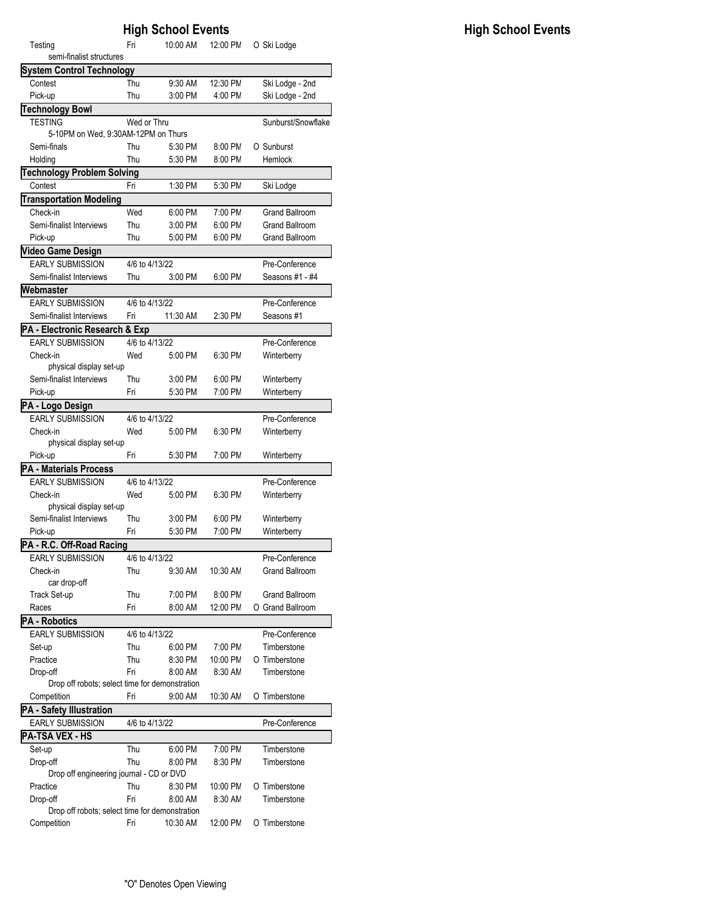# High School Events

| Event | Day | Start | End | O | Location |
|---|---|---|---|---|---|
| Testing | Fri | 10:00 AM | 12:00 PM | O | Ski Lodge |
| semi-finalist structures | | | | | |
| **System Control Technology** | | | | | |
| Contest | Thu | 9:30 AM | 12:30 PM | | Ski Lodge - 2nd |
| Pick-up | Thu | 3:00 PM | 4:00 PM | | Ski Lodge - 2nd |
| **Technology Bowl** | | | | | |
| TESTING | Wed or Thru | | | | Sunburst/Snowflake |
| 5-10PM on Wed, 9:30AM-12PM on Thurs | | | | | |
| Semi-finals | Thu | 5:30 PM | 8:00 PM | O | Sunburst |
| Holding | Thu | 5:30 PM | 8:00 PM | | Hemlock |
| **Technology Problem Solving** | | | | | |
| Contest | Fri | 1:30 PM | 5:30 PM | | Ski Lodge |
| **Transportation Modeling** | | | | | |
| Check-in | Wed | 6:00 PM | 7:00 PM | | Grand Ballroom |
| Semi-finalist Interviews | Thu | 3:00 PM | 6:00 PM | | Grand Ballroom |
| Pick-up | Thu | 5:00 PM | 6:00 PM | | Grand Ballroom |
| **Video Game Design** | | | | | |
| EARLY SUBMISSION | 4/6 to 4/13/22 | | | | Pre-Conference |
| Semi-finalist Interviews | Thu | 3:00 PM | 6:00 PM | | Seasons #1 - #4 |
| **Webmaster** | | | | | |
| EARLY SUBMISSION | 4/6 to 4/13/22 | | | | Pre-Conference |
| Semi-finalist Interviews | Fri | 11:30 AM | 2:30 PM | | Seasons #1 |
| **PA - Electronic Research & Exp** | | | | | |
| EARLY SUBMISSION | 4/6 to 4/13/22 | | | | Pre-Conference |
| Check-in | Wed | 5:00 PM | 6:30 PM | | Winterberry |
| physical display set-up | | | | | |
| Semi-finalist Interviews | Thu | 3:00 PM | 6:00 PM | | Winterberry |
| Pick-up | Fri | 5:30 PM | 7:00 PM | | Winterberry |
| **PA - Logo Design** | | | | | |
| EARLY SUBMISSION | 4/6 to 4/13/22 | | | | Pre-Conference |
| Check-in | Wed | 5:00 PM | 6:30 PM | | Winterberry |
| physical display set-up | | | | | |
| Pick-up | Fri | 5:30 PM | 7:00 PM | | Winterberry |
| **PA - Materials Process** | | | | | |
| EARLY SUBMISSION | 4/6 to 4/13/22 | | | | Pre-Conference |
| Check-in | Wed | 5:00 PM | 6:30 PM | | Winterberry |
| physical display set-up | | | | | |
| Semi-finalist Interviews | Thu | 3:00 PM | 6:00 PM | | Winterberry |
| Pick-up | Fri | 5:30 PM | 7:00 PM | | Winterberry |
| **PA - R.C. Off-Road Racing** | | | | | |
| EARLY SUBMISSION | 4/6 to 4/13/22 | | | | Pre-Conference |
| Check-in | Thu | 9:30 AM | 10:30 AM | | Grand Ballroom |
| car drop-off | | | | | |
| Track Set-up | Thu | 7:00 PM | 8:00 PM | | Grand Ballroom |
| Races | Fri | 8:00 AM | 12:00 PM | O | Grand Ballroom |
| **PA - Robotics** | | | | | |
| EARLY SUBMISSION | 4/6 to 4/13/22 | | | | Pre-Conference |
| Set-up | Thu | 6:00 PM | 7:00 PM | | Timberstone |
| Practice | Thu | 8:30 PM | 10:00 PM | O | Timberstone |
| Drop-off | Fri | 8:00 AM | 8:30 AM | | Timberstone |
| Drop off robots; select time for demonstration | | | | | |
| Competition | Fri | 9:00 AM | 10:30 AM | O | Timberstone |
| **PA - Safety Illustration** | | | | | |
| EARLY SUBMISSION | 4/6 to 4/13/22 | | | | Pre-Conference |
| **PA-TSA VEX - HS** | | | | | |
| Set-up | Thu | 6:00 PM | 7:00 PM | | Timberstone |
| Drop-off | Thu | 8:00 PM | 8:30 PM | | Timberstone |
| Drop off engineering journal - CD or DVD | | | | | |
| Practice | Thu | 8:30 PM | 10:00 PM | O | Timberstone |
| Drop-off | Fri | 8:00 AM | 8:30 AM | | Timberstone |
| Drop off robots; select time for demonstration | | | | | |
| Competition | Fri | 10:30 AM | 12:00 PM | O | Timberstone |

"O" Denotes Open Viewing